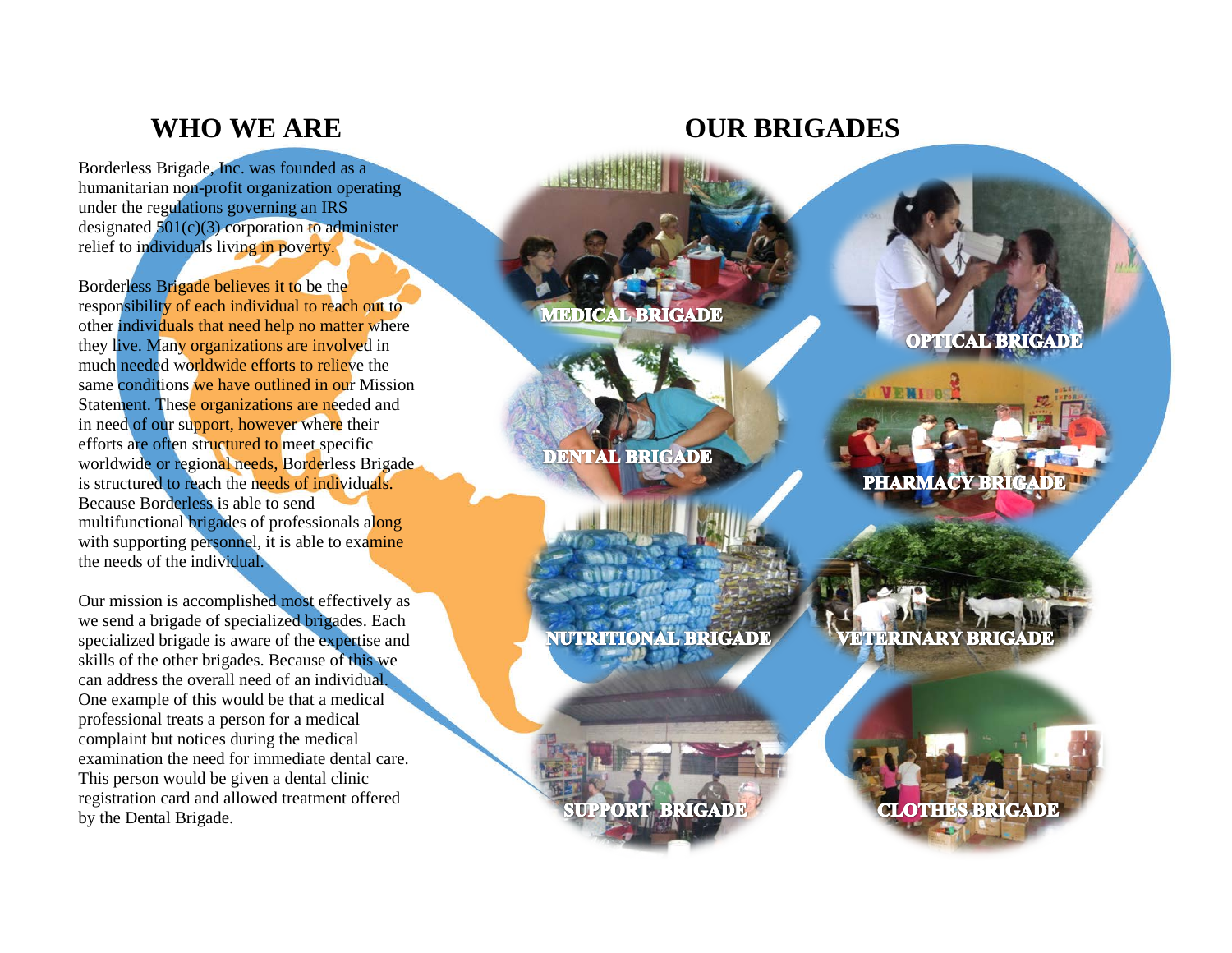# WHO WE ARE

Borderless Brigade, Inc. was founded as a humanitarian non-profit organization operating under the regulations governing an IRS designated 501(c)(3) corporation to administer relief to individuals living in poverty.

Borderless Brigade believes it to be the responsibility of each individual to reach out to other individuals that need help no matter where they live. Many organizations are involved in much needed worldwide efforts to relieve the same conditions we have outlined in our Mission Statement. These organizations are needed and in need of our support, however where their efforts are often structured to meet specific worldwide or regional needs, Borderless Brigade is structured to reach the needs of individuals. Because Borderless is able to send multifunctional brigades of professionals along with supporting personnel, it is able to examine the needs of the individual.

Our mission is accomplished most effectively as we send a brigade of specialized brigades. Each specialized brigade is aware of the expertise and skills of the other brigades. Because of this we can address the overall need of an individual. One example of this would be that a medical professional treats a person for a medical complaint but notices during the medical examination the need for immediate dental care. This person would be given a dental clinic registration card and allowed treatment offered by the Dental Brigade.

# OUR BRIGADES

- MEDICAL BRIGADE
- OPTICAL BRIGADE
- DENTAL BRIGADE
- PHARMACY BRIGADE
- NUTRITIONAL BRIGADE
- VETERINARY BRIGADE
- SUPPORT BRIGADE
- CLOTHES BRIGADE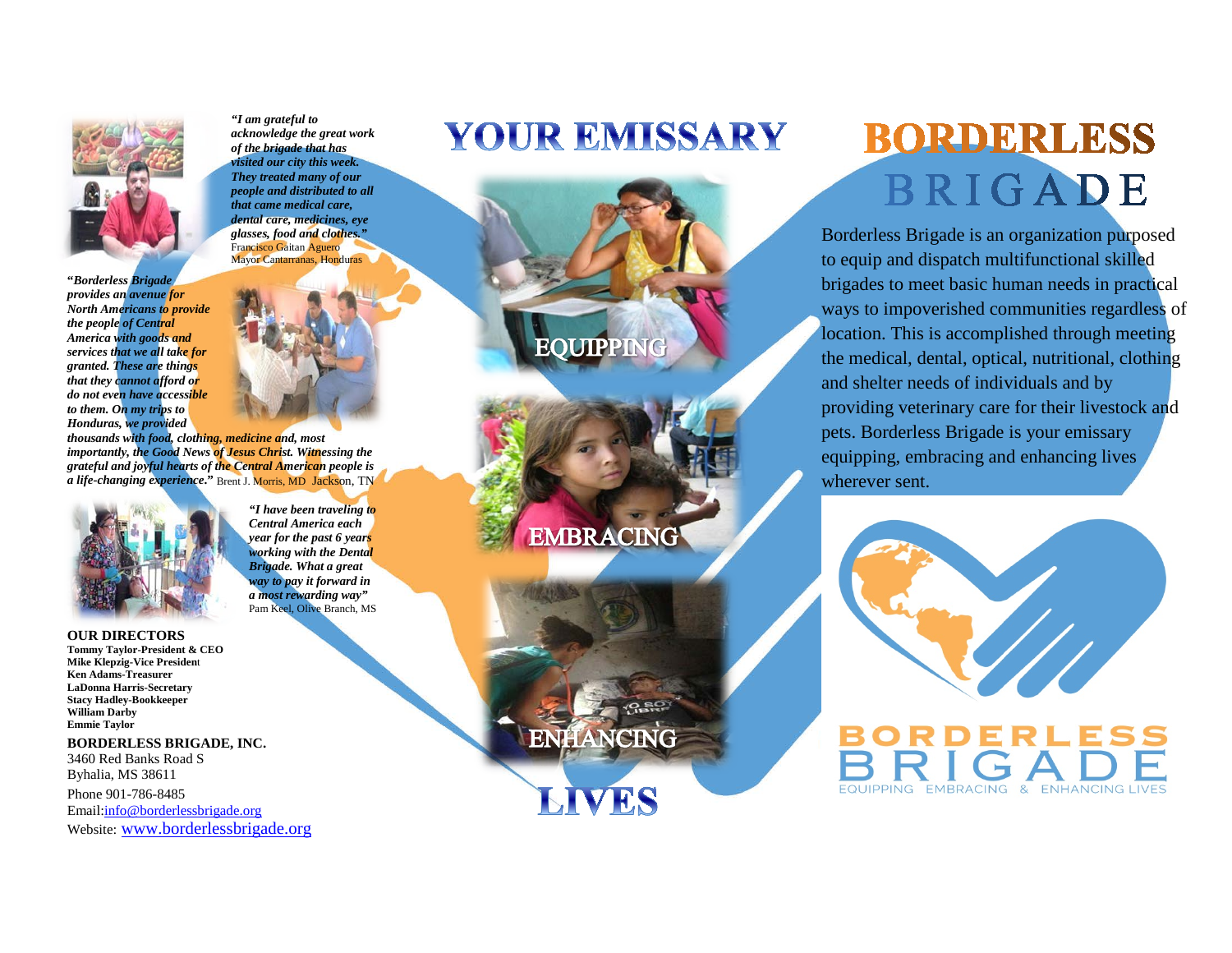*"I am grateful to acknowledge the great work of the brigade that has visited our city this week. They treated many of our people and distributed to all that came medical care, dental care, medicines, eye glasses, food and clothes."*
Francisco Gaitan Aguero
Mayor Cantarranas, Honduras

*"Borderless Brigade provides an avenue for North Americans to provide the people of Central America with goods and services that we all take for granted. These are things that they cannot afford or do not even have accessible to them. On my trips to Honduras, we provided thousands with food, clothing, medicine and, most importantly, the Good News of Jesus Christ. Witnessing the grateful and joyful hearts of the Central American people is a life-changing experience."* Brent J. Morris, MD Jackson, TN

*"I have been traveling to Central America each year for the past 6 years working with the Dental Brigade. What a great way to pay it forward in a most rewarding way"*
Pam Keel, Olive Branch, MS

**OUR DIRECTORS**

**Tommy Taylor-President & CEO**
**Mike Klepzig-Vice President**
**Ken Adams-Treasurer**
**LaDonna Harris-Secretary**
**Stacy Hadley-Bookkeeper**
**William Darby**
**Emmie Taylor**

**BORDERLESS BRIGADE, INC.**
3460 Red Banks Road S
Byhalia, MS 38611
Phone 901-786-8485
Email:info@borderlessbrigade.org
Website: www.borderlessbrigade.org

# YOUR EMISSARY

EQUIPPING

EMBRACING

ENHANCING

LIVES

# BORDERLESS BRIGADE

Borderless Brigade is an organization purposed to equip and dispatch multifunctional skilled brigades to meet basic human needs in practical ways to impoverished communities regardless of location. This is accomplished through meeting the medical, dental, optical, nutritional, clothing and shelter needs of individuals and by providing veterinary care for their livestock and pets. Borderless Brigade is your emissary equipping, embracing and enhancing lives wherever sent.

BORDERLESS BRIGADE
EQUIPPING EMBRACING & ENHANCING LIVES